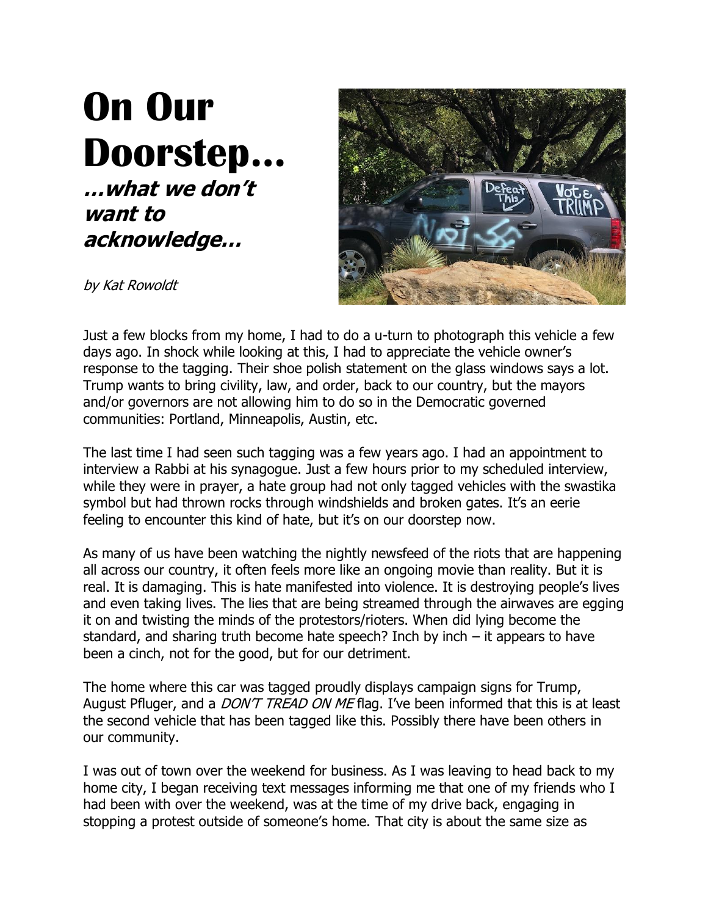# On Our Doorstep…

## *…what we don't want to acknowledge…*

*by Kat Rowoldt*

Just a few blocks from my home, I had to do a u-turn to photograph this vehicle a few days ago. In shock while looking at this, I had to appreciate the vehicle owner's response to the tagging. Their shoe polish statement on the glass windows says a lot. Trump wants to bring civility, law, and order, back to our country, but the mayors and/or governors are not allowing him to do so in the Democratic governed communities: Portland, Minneapolis, Austin, etc.

The last time I had seen such tagging was a few years ago. I had an appointment to interview a Rabbi at his synagogue. Just a few hours prior to my scheduled interview, while they were in prayer, a hate group had not only tagged vehicles with the swastika symbol but had thrown rocks through windshields and broken gates. It's an eerie feeling to encounter this kind of hate, but it's on our doorstep now.

As many of us have been watching the nightly newsfeed of the riots that are happening all across our country, it often feels more like an ongoing movie than reality. But it is real. It is damaging. This is hate manifested into violence. It is destroying people's lives and even taking lives. The lies that are being streamed through the airwaves are egging it on and twisting the minds of the protestors/rioters. When did lying become the standard, and sharing truth become hate speech? Inch by inch – it appears to have been a cinch, not for the good, but for our detriment.

The home where this car was tagged proudly displays campaign signs for Trump, August Pfluger, and a *DON'T TREAD ON ME* flag. I've been informed that this is at least the second vehicle that has been tagged like this. Possibly there have been others in our community.

I was out of town over the weekend for business. As I was leaving to head back to my home city, I began receiving text messages informing me that one of my friends who I had been with over the weekend, was at the time of my drive back, engaging in stopping a protest outside of someone's home. That city is about the same size as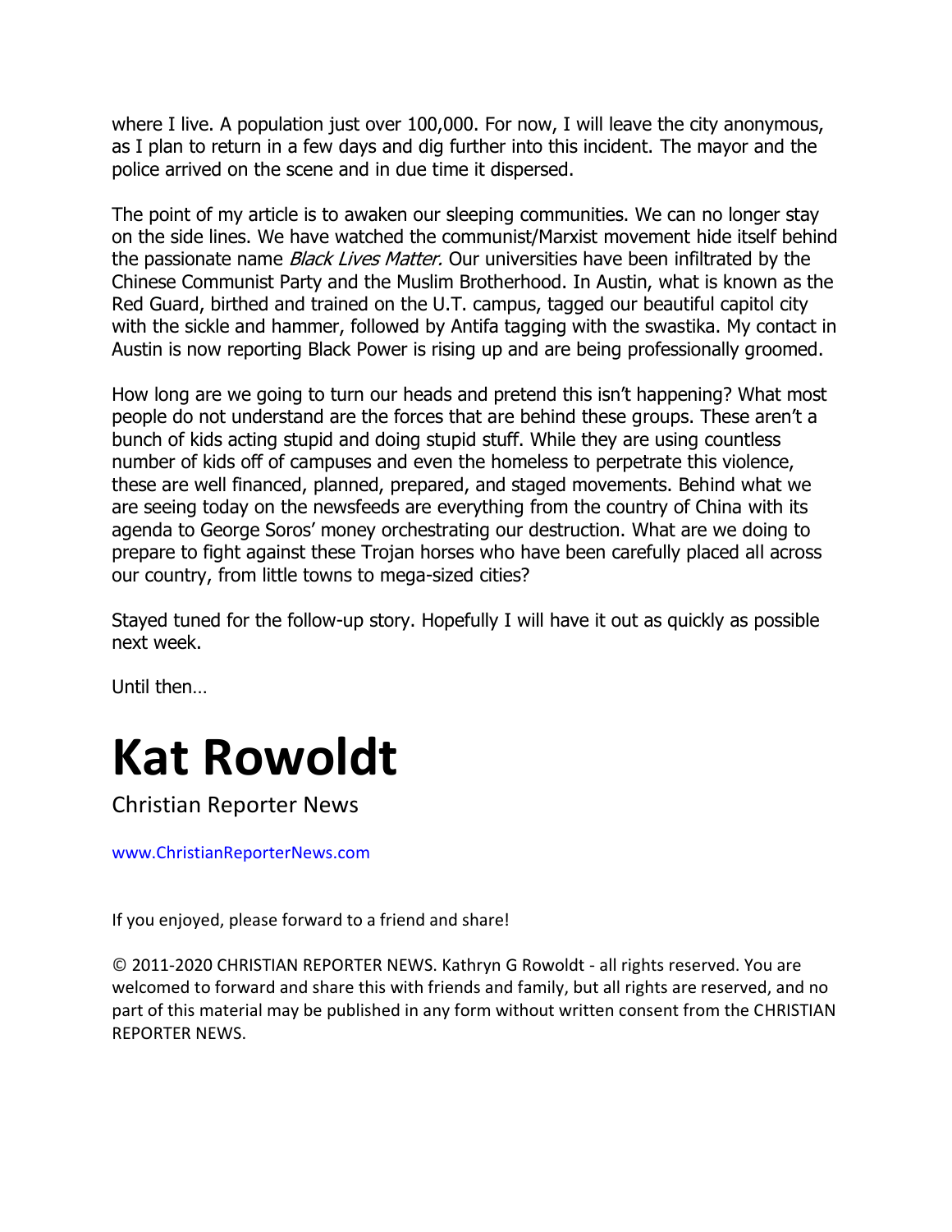where I live. A population just over 100,000. For now, I will leave the city anonymous, as I plan to return in a few days and dig further into this incident. The mayor and the police arrived on the scene and in due time it dispersed.

The point of my article is to awaken our sleeping communities. We can no longer stay on the side lines. We have watched the communist/Marxist movement hide itself behind the passionate name *Black Lives Matter.* Our universities have been infiltrated by the Chinese Communist Party and the Muslim Brotherhood. In Austin, what is known as the Red Guard, birthed and trained on the U.T. campus, tagged our beautiful capitol city with the sickle and hammer, followed by Antifa tagging with the swastika. My contact in Austin is now reporting Black Power is rising up and are being professionally groomed.

How long are we going to turn our heads and pretend this isn't happening? What most people do not understand are the forces that are behind these groups. These aren't a bunch of kids acting stupid and doing stupid stuff. While they are using countless number of kids off of campuses and even the homeless to perpetrate this violence, these are well financed, planned, prepared, and staged movements. Behind what we are seeing today on the newsfeeds are everything from the country of China with its agenda to George Soros' money orchestrating our destruction. What are we doing to prepare to fight against these Trojan horses who have been carefully placed all across our country, from little towns to mega-sized cities?

Stayed tuned for the follow-up story. Hopefully I will have it out as quickly as possible next week.

Until then…

# Kat Rowoldt

Christian Reporter News

www.ChristianReporterNews.com

If you enjoyed, please forward to a friend and share!

© 2011-2020 CHRISTIAN REPORTER NEWS. Kathryn G Rowoldt - all rights reserved. You are welcomed to forward and share this with friends and family, but all rights are reserved, and no part of this material may be published in any form without written consent from the CHRISTIAN REPORTER NEWS.